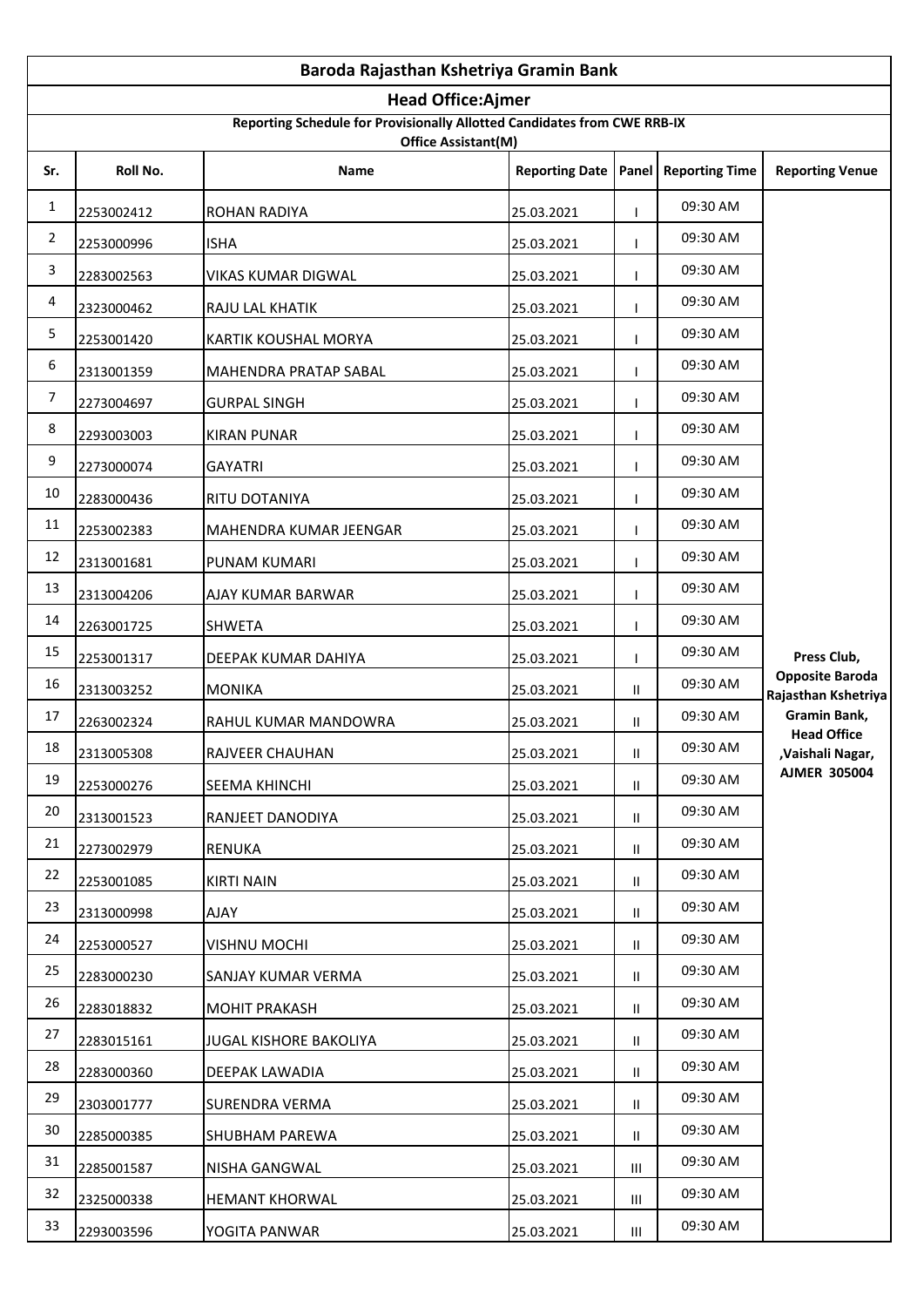# Baroda Rajasthan Kshetriya Gramin Bank

## Head Office:Ajmer

### Reporting Schedule for Provisionally Allotted Candidates from CWE RRB-IX
### Office Assistant(M)

| Sr. | Roll No. | Name | Reporting Date | Panel | Reporting Time | Reporting Venue |
|---|---|---|---|---|---|---|
| 1 | 2253002412 | ROHAN RADIYA | 25.03.2021 | I | 09:30 AM | Press Club, Opposite Baroda Rajasthan Kshetriya Gramin Bank, Head Office ,Vaishali Nagar, AJMER 305004 |
| 2 | 2253000996 | ISHA | 25.03.2021 | I | 09:30 AM | |
| 3 | 2283002563 | VIKAS KUMAR DIGWAL | 25.03.2021 | I | 09:30 AM | |
| 4 | 2323000462 | RAJU LAL KHATIK | 25.03.2021 | I | 09:30 AM | |
| 5 | 2253001420 | KARTIK KOUSHAL MORYA | 25.03.2021 | I | 09:30 AM | |
| 6 | 2313001359 | MAHENDRA PRATAP SABAL | 25.03.2021 | I | 09:30 AM | |
| 7 | 2273004697 | GURPAL SINGH | 25.03.2021 | I | 09:30 AM | |
| 8 | 2293003003 | KIRAN PUNAR | 25.03.2021 | I | 09:30 AM | |
| 9 | 2273000074 | GAYATRI | 25.03.2021 | I | 09:30 AM | |
| 10 | 2283000436 | RITU DOTANIYA | 25.03.2021 | I | 09:30 AM | |
| 11 | 2253002383 | MAHENDRA KUMAR JEENGAR | 25.03.2021 | I | 09:30 AM | |
| 12 | 2313001681 | PUNAM KUMARI | 25.03.2021 | I | 09:30 AM | |
| 13 | 2313004206 | AJAY KUMAR BARWAR | 25.03.2021 | I | 09:30 AM | |
| 14 | 2263001725 | SHWETA | 25.03.2021 | I | 09:30 AM | |
| 15 | 2253001317 | DEEPAK KUMAR DAHIYA | 25.03.2021 | I | 09:30 AM | |
| 16 | 2313003252 | MONIKA | 25.03.2021 | II | 09:30 AM | |
| 17 | 2263002324 | RAHUL KUMAR MANDOWRA | 25.03.2021 | II | 09:30 AM | |
| 18 | 2313005308 | RAJVEER CHAUHAN | 25.03.2021 | II | 09:30 AM | |
| 19 | 2253000276 | SEEMA KHINCHI | 25.03.2021 | II | 09:30 AM | |
| 20 | 2313001523 | RANJEET DANODIYA | 25.03.2021 | II | 09:30 AM | |
| 21 | 2273002979 | RENUKA | 25.03.2021 | II | 09:30 AM | |
| 22 | 2253001085 | KIRTI NAIN | 25.03.2021 | II | 09:30 AM | |
| 23 | 2313000998 | AJAY | 25.03.2021 | II | 09:30 AM | |
| 24 | 2253000527 | VISHNU MOCHI | 25.03.2021 | II | 09:30 AM | |
| 25 | 2283000230 | SANJAY KUMAR VERMA | 25.03.2021 | II | 09:30 AM | |
| 26 | 2283018832 | MOHIT PRAKASH | 25.03.2021 | II | 09:30 AM | |
| 27 | 2283015161 | JUGAL KISHORE BAKOLIYA | 25.03.2021 | II | 09:30 AM | |
| 28 | 2283000360 | DEEPAK LAWADIA | 25.03.2021 | II | 09:30 AM | |
| 29 | 2303001777 | SURENDRA VERMA | 25.03.2021 | II | 09:30 AM | |
| 30 | 2285000385 | SHUBHAM PAREWA | 25.03.2021 | II | 09:30 AM | |
| 31 | 2285001587 | NISHA GANGWAL | 25.03.2021 | III | 09:30 AM | |
| 32 | 2325000338 | HEMANT KHORWAL | 25.03.2021 | III | 09:30 AM | |
| 33 | 2293003596 | YOGITA PANWAR | 25.03.2021 | III | 09:30 AM | |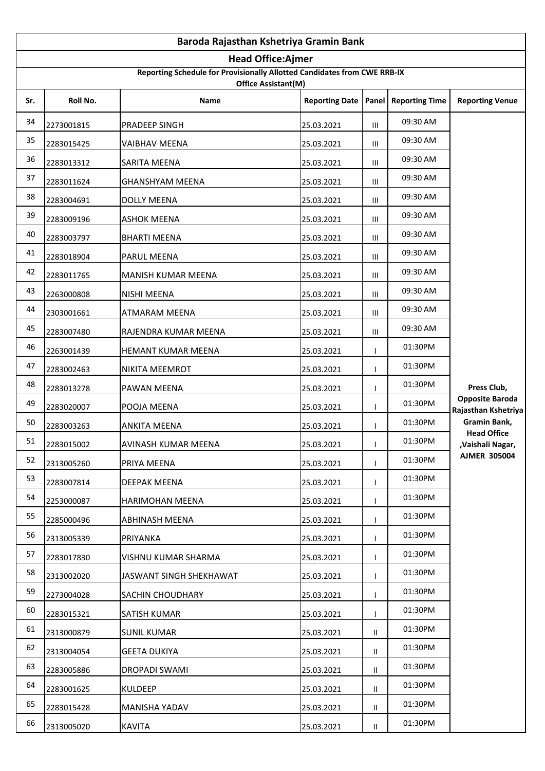# Baroda Rajasthan Kshetriya Gramin Bank

## Head Office:Ajmer

**Reporting Schedule for Provisionally Allotted Candidates from CWE RRB-IX**

**Office Assistant(M)**

| Sr. | Roll No. | Name | Reporting Date | Panel | Reporting Time | Reporting Venue |
|---|---|---|---|---|---|---|
| 34 | 2273001815 | PRADEEP SINGH | 25.03.2021 | III | 09:30 AM | Press Club, Opposite Baroda Rajasthan Kshetriya Gramin Bank, Head Office ,Vaishali Nagar, AJMER 305004 |
| 35 | 2283015425 | VAIBHAV MEENA | 25.03.2021 | III | 09:30 AM | |
| 36 | 2283013312 | SARITA MEENA | 25.03.2021 | III | 09:30 AM | |
| 37 | 2283011624 | GHANSHYAM MEENA | 25.03.2021 | III | 09:30 AM | |
| 38 | 2283004691 | DOLLY MEENA | 25.03.2021 | III | 09:30 AM | |
| 39 | 2283009196 | ASHOK MEENA | 25.03.2021 | III | 09:30 AM | |
| 40 | 2283003797 | BHARTI MEENA | 25.03.2021 | III | 09:30 AM | |
| 41 | 2283018904 | PARUL MEENA | 25.03.2021 | III | 09:30 AM | |
| 42 | 2283011765 | MANISH KUMAR MEENA | 25.03.2021 | III | 09:30 AM | |
| 43 | 2263000808 | NISHI MEENA | 25.03.2021 | III | 09:30 AM | |
| 44 | 2303001661 | ATMARAM MEENA | 25.03.2021 | III | 09:30 AM | |
| 45 | 2283007480 | RAJENDRA KUMAR MEENA | 25.03.2021 | III | 09:30 AM | |
| 46 | 2263001439 | HEMANT KUMAR MEENA | 25.03.2021 | I | 01:30PM | |
| 47 | 2283002463 | NIKITA MEEMROT | 25.03.2021 | I | 01:30PM | |
| 48 | 2283013278 | PAWAN MEENA | 25.03.2021 | I | 01:30PM | |
| 49 | 2283020007 | POOJA MEENA | 25.03.2021 | I | 01:30PM | |
| 50 | 2283003263 | ANKITA MEENA | 25.03.2021 | I | 01:30PM | |
| 51 | 2283015002 | AVINASH KUMAR MEENA | 25.03.2021 | I | 01:30PM | |
| 52 | 2313005260 | PRIYA MEENA | 25.03.2021 | I | 01:30PM | |
| 53 | 2283007814 | DEEPAK MEENA | 25.03.2021 | I | 01:30PM | |
| 54 | 2253000087 | HARIMOHAN MEENA | 25.03.2021 | I | 01:30PM | |
| 55 | 2285000496 | ABHINASH MEENA | 25.03.2021 | I | 01:30PM | |
| 56 | 2313005339 | PRIYANKA | 25.03.2021 | I | 01:30PM | |
| 57 | 2283017830 | VISHNU KUMAR SHARMA | 25.03.2021 | I | 01:30PM | |
| 58 | 2313002020 | JASWANT SINGH SHEKHAWAT | 25.03.2021 | I | 01:30PM | |
| 59 | 2273004028 | SACHIN CHOUDHARY | 25.03.2021 | I | 01:30PM | |
| 60 | 2283015321 | SATISH KUMAR | 25.03.2021 | I | 01:30PM | |
| 61 | 2313000879 | SUNIL KUMAR | 25.03.2021 | II | 01:30PM | |
| 62 | 2313004054 | GEETA DUKIYA | 25.03.2021 | II | 01:30PM | |
| 63 | 2283005886 | DROPADI SWAMI | 25.03.2021 | II | 01:30PM | |
| 64 | 2283001625 | KULDEEP | 25.03.2021 | II | 01:30PM | |
| 65 | 2283015428 | MANISHA YADAV | 25.03.2021 | II | 01:30PM | |
| 66 | 2313005020 | KAVITA | 25.03.2021 | II | 01:30PM | |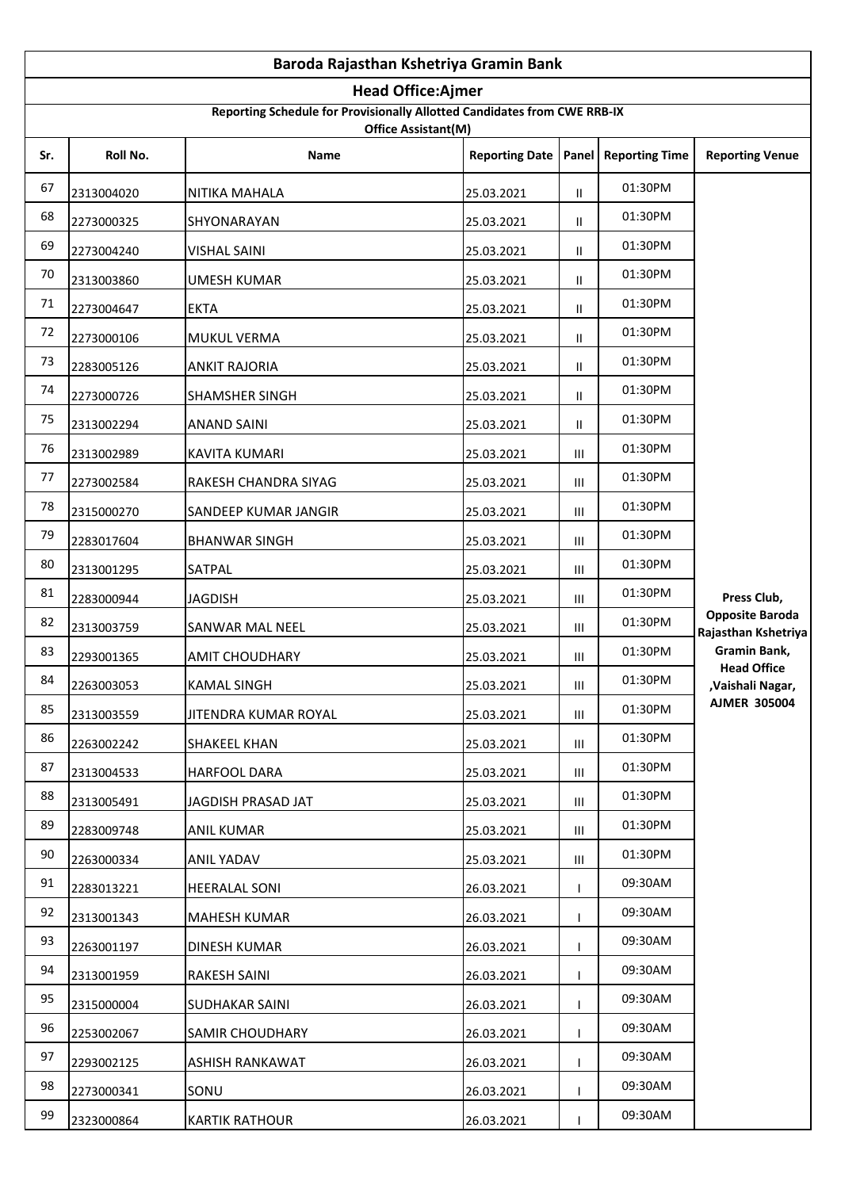# Baroda Rajasthan Kshetriya Gramin Bank

## Head Office:Ajmer

### Reporting Schedule for Provisionally Allotted Candidates from CWE RRB-IX

**Office Assistant(M)**

| Sr. | Roll No. | Name | Reporting Date | Panel | Reporting Time | Reporting Venue |
|---|---|---|---|---|---|---|
| 67 | 2313004020 | NITIKA MAHALA | 25.03.2021 | II | 01:30PM | Press Club, Opposite Baroda Rajasthan Kshetriya Gramin Bank, Head Office ,Vaishali Nagar, AJMER 305004 |
| 68 | 2273000325 | SHYONARAYAN | 25.03.2021 | II | 01:30PM | |
| 69 | 2273004240 | VISHAL SAINI | 25.03.2021 | II | 01:30PM | |
| 70 | 2313003860 | UMESH KUMAR | 25.03.2021 | II | 01:30PM | |
| 71 | 2273004647 | EKTA | 25.03.2021 | II | 01:30PM | |
| 72 | 2273000106 | MUKUL VERMA | 25.03.2021 | II | 01:30PM | |
| 73 | 2283005126 | ANKIT RAJORIA | 25.03.2021 | II | 01:30PM | |
| 74 | 2273000726 | SHAMSHER SINGH | 25.03.2021 | II | 01:30PM | |
| 75 | 2313002294 | ANAND SAINI | 25.03.2021 | II | 01:30PM | |
| 76 | 2313002989 | KAVITA KUMARI | 25.03.2021 | III | 01:30PM | |
| 77 | 2273002584 | RAKESH CHANDRA SIYAG | 25.03.2021 | III | 01:30PM | |
| 78 | 2315000270 | SANDEEP KUMAR JANGIR | 25.03.2021 | III | 01:30PM | |
| 79 | 2283017604 | BHANWAR SINGH | 25.03.2021 | III | 01:30PM | |
| 80 | 2313001295 | SATPAL | 25.03.2021 | III | 01:30PM | |
| 81 | 2283000944 | JAGDISH | 25.03.2021 | III | 01:30PM | |
| 82 | 2313003759 | SANWAR MAL NEEL | 25.03.2021 | III | 01:30PM | |
| 83 | 2293001365 | AMIT CHOUDHARY | 25.03.2021 | III | 01:30PM | |
| 84 | 2263003053 | KAMAL SINGH | 25.03.2021 | III | 01:30PM | |
| 85 | 2313003559 | JITENDRA KUMAR ROYAL | 25.03.2021 | III | 01:30PM | |
| 86 | 2263002242 | SHAKEEL KHAN | 25.03.2021 | III | 01:30PM | |
| 87 | 2313004533 | HARFOOL DARA | 25.03.2021 | III | 01:30PM | |
| 88 | 2313005491 | JAGDISH PRASAD JAT | 25.03.2021 | III | 01:30PM | |
| 89 | 2283009748 | ANIL KUMAR | 25.03.2021 | III | 01:30PM | |
| 90 | 2263000334 | ANIL YADAV | 25.03.2021 | III | 01:30PM | |
| 91 | 2283013221 | HEERALAL SONI | 26.03.2021 | I | 09:30AM | |
| 92 | 2313001343 | MAHESH KUMAR | 26.03.2021 | I | 09:30AM | |
| 93 | 2263001197 | DINESH KUMAR | 26.03.2021 | I | 09:30AM | |
| 94 | 2313001959 | RAKESH SAINI | 26.03.2021 | I | 09:30AM | |
| 95 | 2315000004 | SUDHAKAR SAINI | 26.03.2021 | I | 09:30AM | |
| 96 | 2253002067 | SAMIR CHOUDHARY | 26.03.2021 | I | 09:30AM | |
| 97 | 2293002125 | ASHISH RANKAWAT | 26.03.2021 | I | 09:30AM | |
| 98 | 2273000341 | SONU | 26.03.2021 | I | 09:30AM | |
| 99 | 2323000864 | KARTIK RATHOUR | 26.03.2021 | I | 09:30AM | |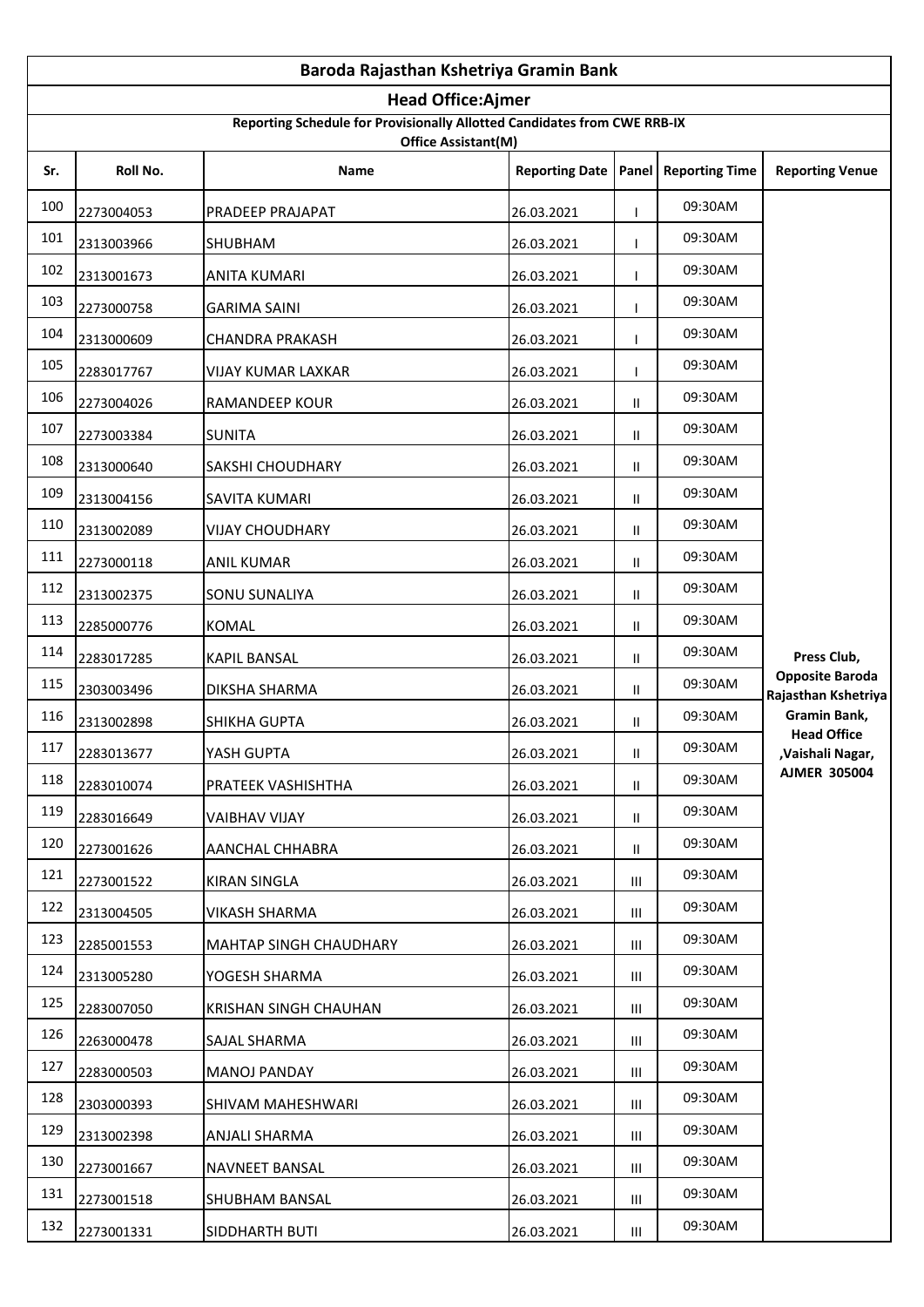# Baroda Rajasthan Kshetriya Gramin Bank

## Head Office:Ajmer

### Reporting Schedule for Provisionally Allotted Candidates from CWE RRB-IX

### Office Assistant(M)

| Sr. | Roll No. | Name | Reporting Date | Panel | Reporting Time | Reporting Venue |
|---|---|---|---|---|---|---|
| 100 | 2273004053 | PRADEEP PRAJAPAT | 26.03.2021 | I | 09:30AM | Press Club, Opposite Baroda Rajasthan Kshetriya Gramin Bank, Head Office ,Vaishali Nagar, AJMER 305004 |
| 101 | 2313003966 | SHUBHAM | 26.03.2021 | I | 09:30AM | |
| 102 | 2313001673 | ANITA KUMARI | 26.03.2021 | I | 09:30AM | |
| 103 | 2273000758 | GARIMA SAINI | 26.03.2021 | I | 09:30AM | |
| 104 | 2313000609 | CHANDRA PRAKASH | 26.03.2021 | I | 09:30AM | |
| 105 | 2283017767 | VIJAY KUMAR LAXKAR | 26.03.2021 | I | 09:30AM | |
| 106 | 2273004026 | RAMANDEEP KOUR | 26.03.2021 | II | 09:30AM | |
| 107 | 2273003384 | SUNITA | 26.03.2021 | II | 09:30AM | |
| 108 | 2313000640 | SAKSHI CHOUDHARY | 26.03.2021 | II | 09:30AM | |
| 109 | 2313004156 | SAVITA KUMARI | 26.03.2021 | II | 09:30AM | |
| 110 | 2313002089 | VIJAY CHOUDHARY | 26.03.2021 | II | 09:30AM | |
| 111 | 2273000118 | ANIL KUMAR | 26.03.2021 | II | 09:30AM | |
| 112 | 2313002375 | SONU SUNALIYA | 26.03.2021 | II | 09:30AM | |
| 113 | 2285000776 | KOMAL | 26.03.2021 | II | 09:30AM | |
| 114 | 2283017285 | KAPIL BANSAL | 26.03.2021 | II | 09:30AM | |
| 115 | 2303003496 | DIKSHA SHARMA | 26.03.2021 | II | 09:30AM | |
| 116 | 2313002898 | SHIKHA GUPTA | 26.03.2021 | II | 09:30AM | |
| 117 | 2283013677 | YASH GUPTA | 26.03.2021 | II | 09:30AM | |
| 118 | 2283010074 | PRATEEK VASHISHTHA | 26.03.2021 | II | 09:30AM | |
| 119 | 2283016649 | VAIBHAV VIJAY | 26.03.2021 | II | 09:30AM | |
| 120 | 2273001626 | AANCHAL CHHABRA | 26.03.2021 | II | 09:30AM | |
| 121 | 2273001522 | KIRAN SINGLA | 26.03.2021 | III | 09:30AM | |
| 122 | 2313004505 | VIKASH SHARMA | 26.03.2021 | III | 09:30AM | |
| 123 | 2285001553 | MAHTAP SINGH CHAUDHARY | 26.03.2021 | III | 09:30AM | |
| 124 | 2313005280 | YOGESH SHARMA | 26.03.2021 | III | 09:30AM | |
| 125 | 2283007050 | KRISHAN SINGH CHAUHAN | 26.03.2021 | III | 09:30AM | |
| 126 | 2263000478 | SAJAL SHARMA | 26.03.2021 | III | 09:30AM | |
| 127 | 2283000503 | MANOJ PANDAY | 26.03.2021 | III | 09:30AM | |
| 128 | 2303000393 | SHIVAM MAHESHWARI | 26.03.2021 | III | 09:30AM | |
| 129 | 2313002398 | ANJALI SHARMA | 26.03.2021 | III | 09:30AM | |
| 130 | 2273001667 | NAVNEET BANSAL | 26.03.2021 | III | 09:30AM | |
| 131 | 2273001518 | SHUBHAM BANSAL | 26.03.2021 | III | 09:30AM | |
| 132 | 2273001331 | SIDDHARTH BUTI | 26.03.2021 | III | 09:30AM | |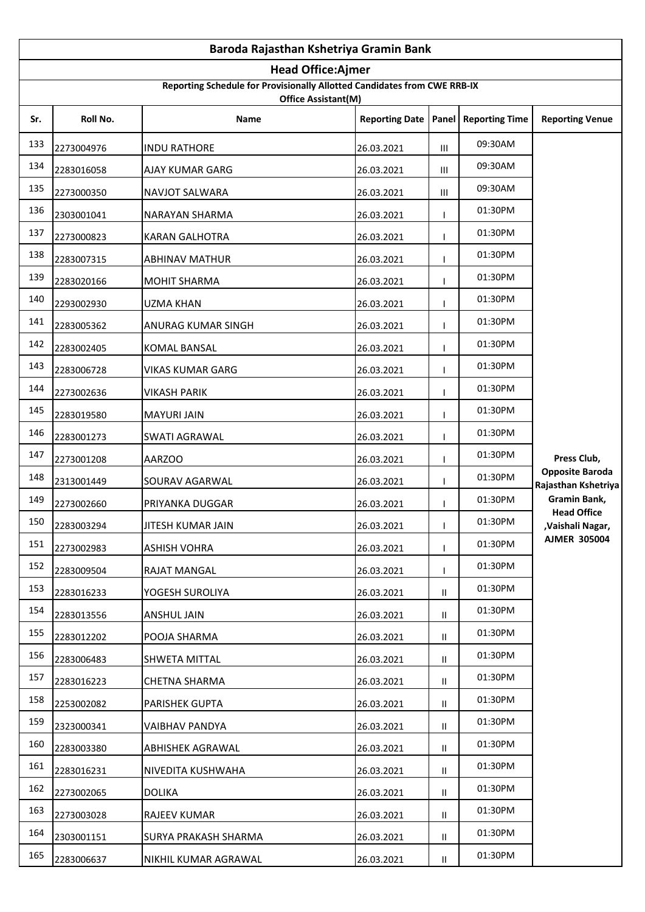# Baroda Rajasthan Kshetriya Gramin Bank

## Head Office:Ajmer

### Reporting Schedule for Provisionally Allotted Candidates from CWE RRB-IX

### Office Assistant(M)

| Sr. | Roll No. | Name | Reporting Date | Panel | Reporting Time | Reporting Venue |
|---|---|---|---|---|---|---|
| 133 | 2273004976 | INDU RATHORE | 26.03.2021 | III | 09:30AM | Press Club, Opposite Baroda Rajasthan Kshetriya Gramin Bank, Head Office ,Vaishali Nagar, AJMER 305004 |
| 134 | 2283016058 | AJAY KUMAR GARG | 26.03.2021 | III | 09:30AM | |
| 135 | 2273000350 | NAVJOT SALWARA | 26.03.2021 | III | 09:30AM | |
| 136 | 2303001041 | NARAYAN SHARMA | 26.03.2021 | I | 01:30PM | |
| 137 | 2273000823 | KARAN GALHOTRA | 26.03.2021 | I | 01:30PM | |
| 138 | 2283007315 | ABHINAV MATHUR | 26.03.2021 | I | 01:30PM | |
| 139 | 2283020166 | MOHIT SHARMA | 26.03.2021 | I | 01:30PM | |
| 140 | 2293002930 | UZMA KHAN | 26.03.2021 | I | 01:30PM | |
| 141 | 2283005362 | ANURAG KUMAR SINGH | 26.03.2021 | I | 01:30PM | |
| 142 | 2283002405 | KOMAL BANSAL | 26.03.2021 | I | 01:30PM | |
| 143 | 2283006728 | VIKAS KUMAR GARG | 26.03.2021 | I | 01:30PM | |
| 144 | 2273002636 | VIKASH PARIK | 26.03.2021 | I | 01:30PM | |
| 145 | 2283019580 | MAYURI JAIN | 26.03.2021 | I | 01:30PM | |
| 146 | 2283001273 | SWATI AGRAWAL | 26.03.2021 | I | 01:30PM | |
| 147 | 2273001208 | AARZOO | 26.03.2021 | I | 01:30PM | |
| 148 | 2313001449 | SOURAV AGARWAL | 26.03.2021 | I | 01:30PM | |
| 149 | 2273002660 | PRIYANKA DUGGAR | 26.03.2021 | I | 01:30PM | |
| 150 | 2283003294 | JITESH KUMAR JAIN | 26.03.2021 | I | 01:30PM | |
| 151 | 2273002983 | ASHISH VOHRA | 26.03.2021 | I | 01:30PM | |
| 152 | 2283009504 | RAJAT MANGAL | 26.03.2021 | I | 01:30PM | |
| 153 | 2283016233 | YOGESH SUROLIYA | 26.03.2021 | II | 01:30PM | |
| 154 | 2283013556 | ANSHUL JAIN | 26.03.2021 | II | 01:30PM | |
| 155 | 2283012202 | POOJA SHARMA | 26.03.2021 | II | 01:30PM | |
| 156 | 2283006483 | SHWETA MITTAL | 26.03.2021 | II | 01:30PM | |
| 157 | 2283016223 | CHETNA SHARMA | 26.03.2021 | II | 01:30PM | |
| 158 | 2253002082 | PARISHEK GUPTA | 26.03.2021 | II | 01:30PM | |
| 159 | 2323000341 | VAIBHAV PANDYA | 26.03.2021 | II | 01:30PM | |
| 160 | 2283003380 | ABHISHEK AGRAWAL | 26.03.2021 | II | 01:30PM | |
| 161 | 2283016231 | NIVEDITA KUSHWAHA | 26.03.2021 | II | 01:30PM | |
| 162 | 2273002065 | DOLIKA | 26.03.2021 | II | 01:30PM | |
| 163 | 2273003028 | RAJEEV KUMAR | 26.03.2021 | II | 01:30PM | |
| 164 | 2303001151 | SURYA PRAKASH SHARMA | 26.03.2021 | II | 01:30PM | |
| 165 | 2283006637 | NIKHIL KUMAR AGRAWAL | 26.03.2021 | II | 01:30PM | |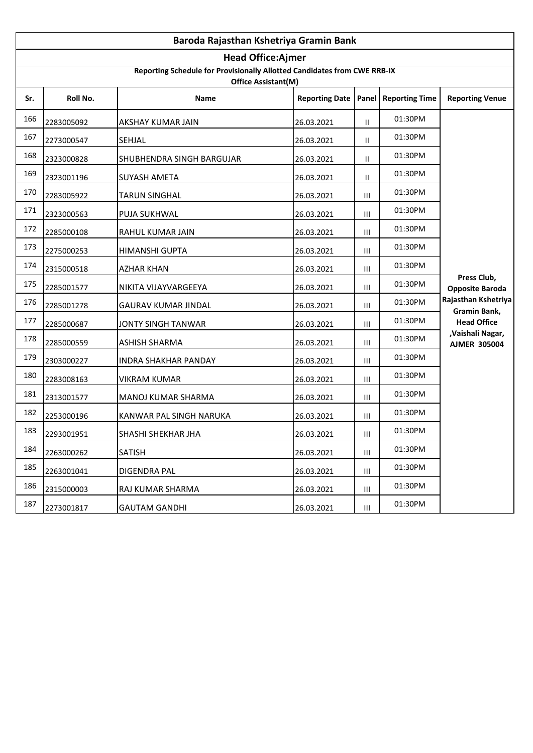# Baroda Rajasthan Kshetriya Gramin Bank

## Head Office:Ajmer

### Reporting Schedule for Provisionally Allotted Candidates from CWE RRB-IX

### Office Assistant(M)

| Sr. | Roll No. | Name | Reporting Date | Panel | Reporting Time | Reporting Venue |
|---|---|---|---|---|---|---|
| 166 | 2283005092 | AKSHAY KUMAR JAIN | 26.03.2021 | II | 01:30PM | Press Club, Opposite Baroda Rajasthan Kshetriya Gramin Bank, Head Office ,Vaishali Nagar, AJMER 305004 |
| 167 | 2273000547 | SEHJAL | 26.03.2021 | II | 01:30PM | |
| 168 | 2323000828 | SHUBHENDRA SINGH BARGUJAR | 26.03.2021 | II | 01:30PM | |
| 169 | 2323001196 | SUYASH AMETA | 26.03.2021 | II | 01:30PM | |
| 170 | 2283005922 | TARUN SINGHAL | 26.03.2021 | III | 01:30PM | |
| 171 | 2323000563 | PUJA SUKHWAL | 26.03.2021 | III | 01:30PM | |
| 172 | 2285000108 | RAHUL KUMAR JAIN | 26.03.2021 | III | 01:30PM | |
| 173 | 2275000253 | HIMANSHI GUPTA | 26.03.2021 | III | 01:30PM | |
| 174 | 2315000518 | AZHAR KHAN | 26.03.2021 | III | 01:30PM | |
| 175 | 2285001577 | NIKITA VIJAYVARGEEYA | 26.03.2021 | III | 01:30PM | |
| 176 | 2285001278 | GAURAV KUMAR JINDAL | 26.03.2021 | III | 01:30PM | |
| 177 | 2285000687 | JONTY SINGH TANWAR | 26.03.2021 | III | 01:30PM | |
| 178 | 2285000559 | ASHISH SHARMA | 26.03.2021 | III | 01:30PM | |
| 179 | 2303000227 | INDRA SHAKHAR PANDAY | 26.03.2021 | III | 01:30PM | |
| 180 | 2283008163 | VIKRAM KUMAR | 26.03.2021 | III | 01:30PM | |
| 181 | 2313001577 | MANOJ KUMAR SHARMA | 26.03.2021 | III | 01:30PM | |
| 182 | 2253000196 | KANWAR PAL SINGH NARUKA | 26.03.2021 | III | 01:30PM | |
| 183 | 2293001951 | SHASHI SHEKHAR JHA | 26.03.2021 | III | 01:30PM | |
| 184 | 2263000262 | SATISH | 26.03.2021 | III | 01:30PM | |
| 185 | 2263001041 | DIGENDRA PAL | 26.03.2021 | III | 01:30PM | |
| 186 | 2315000003 | RAJ KUMAR SHARMA | 26.03.2021 | III | 01:30PM | |
| 187 | 2273001817 | GAUTAM GANDHI | 26.03.2021 | III | 01:30PM | |